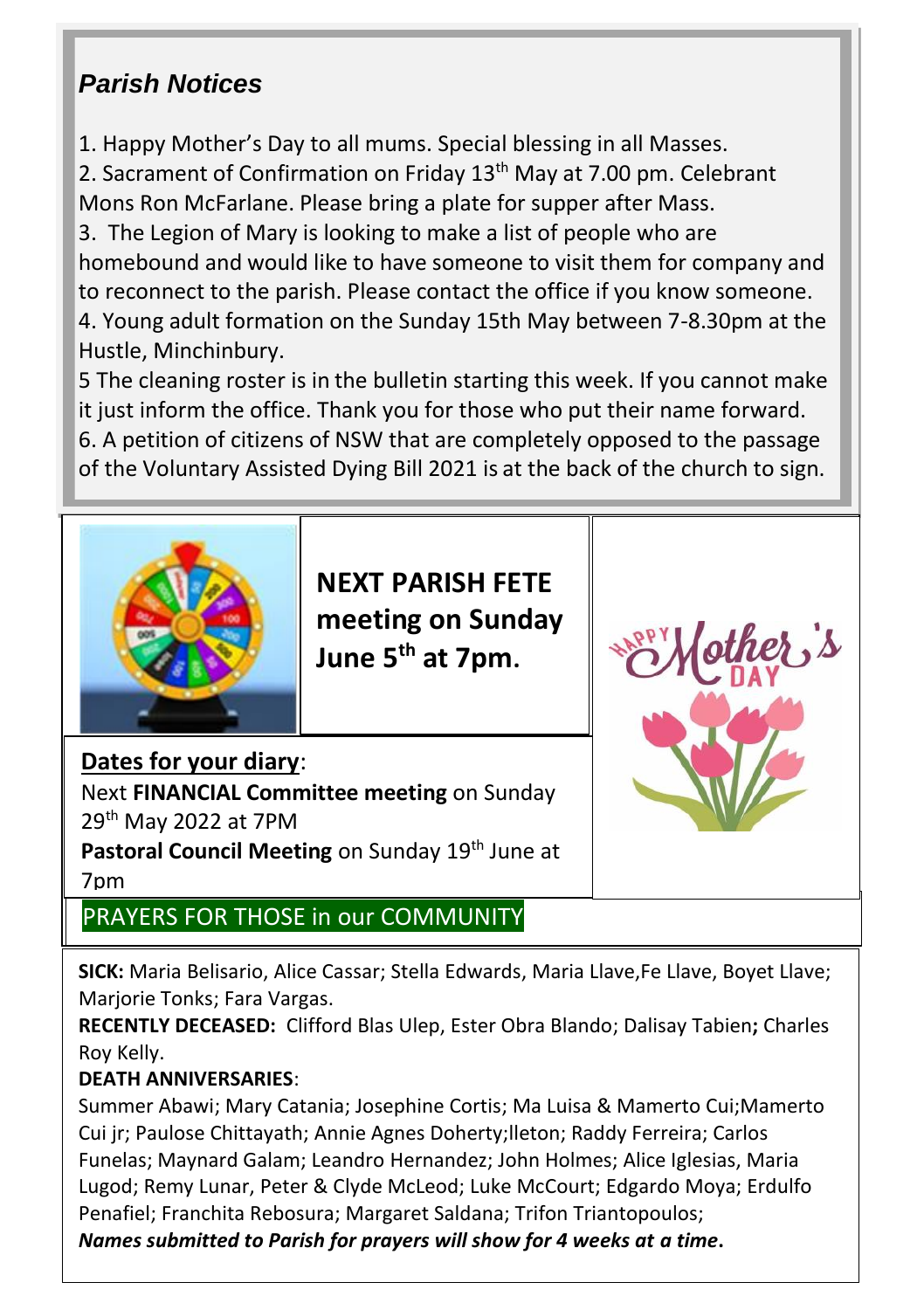## *Parish Notices*

1. Happy Mother's Day to all mums. Special blessing in all Masses.
2. Sacrament of Confirmation on Friday 13th May at 7.00 pm. Celebrant Mons Ron McFarlane. Please bring a plate for supper after Mass.
3. The Legion of Mary is looking to make a list of people who are homebound and would like to have someone to visit them for company and to reconnect to the parish. Please contact the office if you know someone.
4. Young adult formation on the Sunday 15th May between 7-8.30pm at the Hustle, Minchinbury.
5 The cleaning roster is in the bulletin starting this week. If you cannot make it just inform the office. Thank you for those who put their name forward.
6. A petition of citizens of NSW that are completely opposed to the passage of the Voluntary Assisted Dying Bill 2021 is at the back of the church to sign.

**NEXT PARISH FETE meeting on Sunday June 5th at 7pm.**

**Dates for your diary**:

Next **FINANCIAL Committee meeting** on Sunday 29th May 2022 at 7PM

**Pastoral Council Meeting** on Sunday 19th June at 7pm

PRAYERS FOR THOSE in our COMMUNITY

**SICK:** Maria Belisario, Alice Cassar; Stella Edwards, Maria Llave,Fe Llave, Boyet Llave; Marjorie Tonks; Fara Vargas.

**RECENTLY DECEASED:** Clifford Blas Ulep, Ester Obra Blando; Dalisay Tabien**;** Charles Roy Kelly.

**DEATH ANNIVERSARIES**:

Summer Abawi; Mary Catania; Josephine Cortis; Ma Luisa & Mamerto Cui;Mamerto Cui jr; Paulose Chittayath; Annie Agnes Doherty;lleton; Raddy Ferreira; Carlos Funelas; Maynard Galam; Leandro Hernandez; John Holmes; Alice Iglesias, Maria Lugod; Remy Lunar, Peter & Clyde McLeod; Luke McCourt; Edgardo Moya; Erdulfo Penafiel; Franchita Rebosura; Margaret Saldana; Trifon Triantopoulos;

***Names submitted to Parish for prayers will show for 4 weeks at a time.***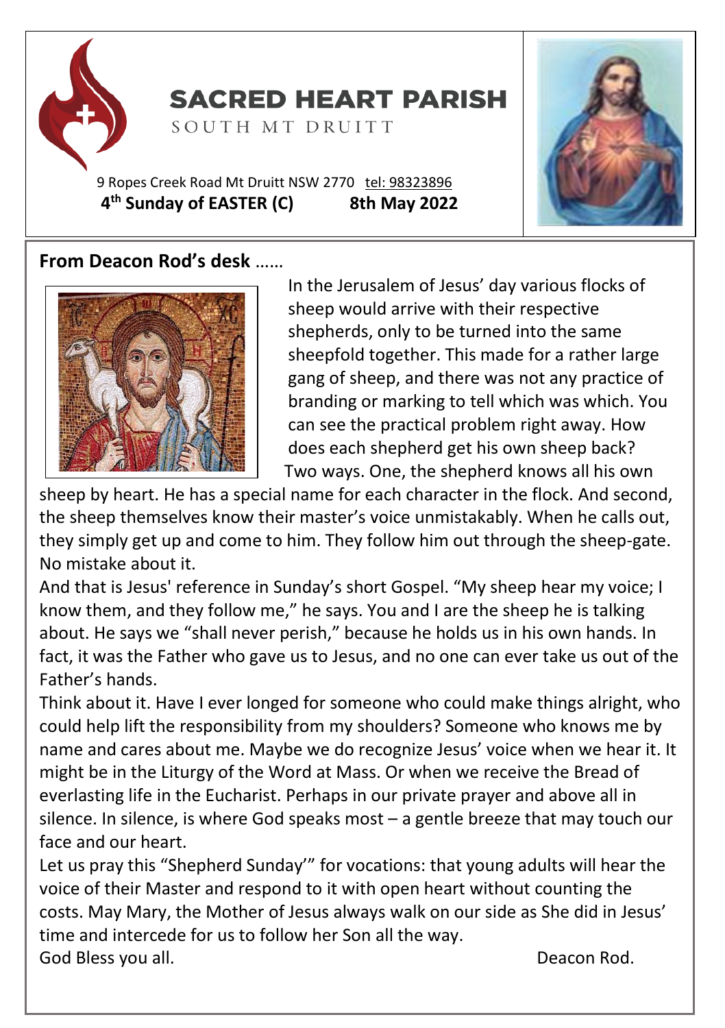# SACRED HEART PARISH

SOUTH MT DRUITT

9 Ropes Creek Road Mt Druitt NSW 2770 tel: 98323896

**4th Sunday of EASTER (C) 8th May 2022**

## From Deacon Rod's desk ……

In the Jerusalem of Jesus' day various flocks of sheep would arrive with their respective shepherds, only to be turned into the same sheepfold together. This made for a rather large gang of sheep, and there was not any practice of branding or marking to tell which was which. You can see the practical problem right away. How does each shepherd get his own sheep back? Two ways. One, the shepherd knows all his own sheep by heart. He has a special name for each character in the flock. And second, the sheep themselves know their master's voice unmistakably. When he calls out, they simply get up and come to him. They follow him out through the sheep-gate. No mistake about it.

And that is Jesus' reference in Sunday's short Gospel. "My sheep hear my voice; I know them, and they follow me," he says. You and I are the sheep he is talking about. He says we "shall never perish," because he holds us in his own hands. In fact, it was the Father who gave us to Jesus, and no one can ever take us out of the Father's hands.

Think about it. Have I ever longed for someone who could make things alright, who could help lift the responsibility from my shoulders? Someone who knows me by name and cares about me. Maybe we do recognize Jesus' voice when we hear it. It might be in the Liturgy of the Word at Mass. Or when we receive the Bread of everlasting life in the Eucharist. Perhaps in our private prayer and above all in silence. In silence, is where God speaks most – a gentle breeze that may touch our face and our heart.

Let us pray this "Shepherd Sunday'" for vocations: that young adults will hear the voice of their Master and respond to it with open heart without counting the costs. May Mary, the Mother of Jesus always walk on our side as She did in Jesus' time and intercede for us to follow her Son all the way.

God Bless you all. Deacon Rod.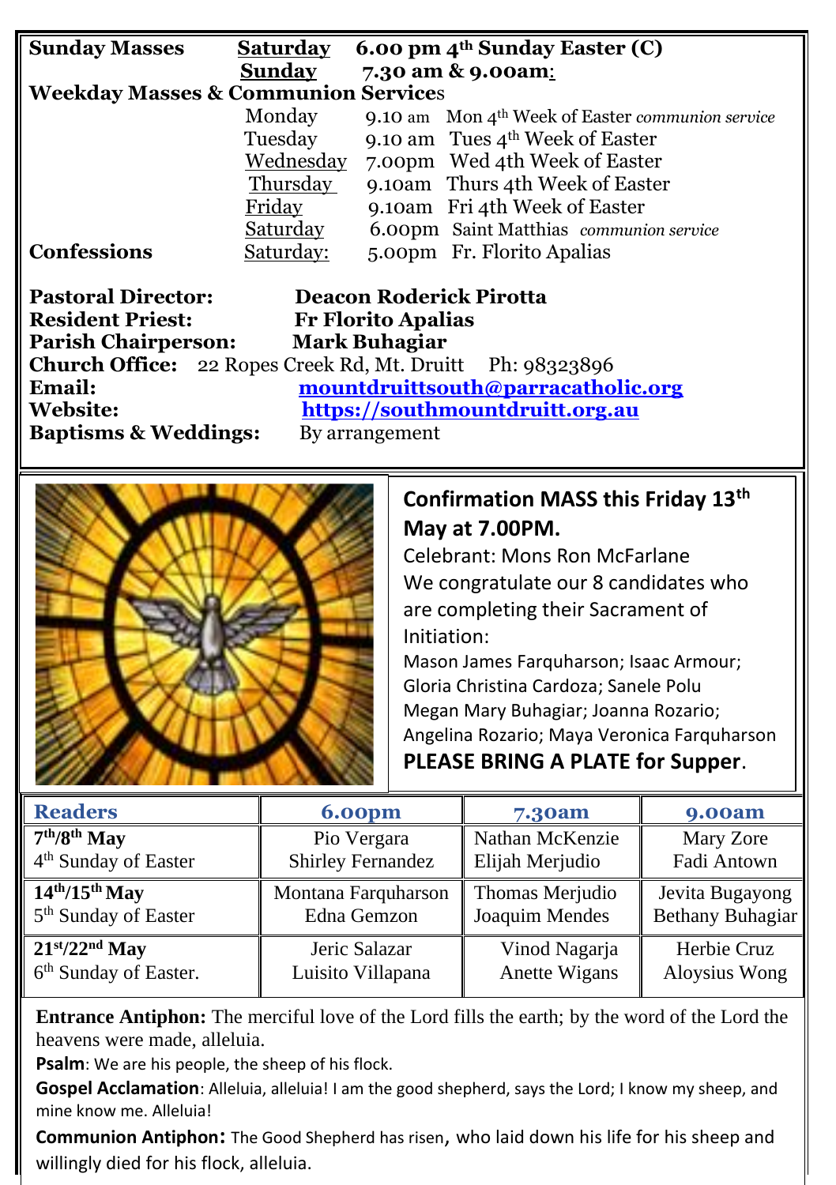| **Sunday Masses** | **Saturday** | **6.00 pm 4th Sunday Easter (C)** |
|---|---|---|
| | **Sunday** | **7.30 am & 9.00am:** |

**Weekday Masses & Communion Services**

| | | |
|---|---|---|
| Monday | 9.10 am | Mon 4th Week of Easter *communion service* |
| Tuesday | 9.10 am | Tues 4th Week of Easter |
| Wednesday | 7.00pm | Wed 4th Week of Easter |
| Thursday | 9.10am | Thurs 4th Week of Easter |
| Friday | 9.10am | Fri 4th Week of Easter |
| Saturday | 6.00pm | Saint Matthias *communion service* |

**Confessions** Saturday: 5.00pm Fr. Florito Apalias

**Pastoral Director:** **Deacon Roderick Pirotta**
**Resident Priest:** **Fr Florito Apalias**
**Parish Chairperson:** **Mark Buhagiar**
**Church Office:** 22 Ropes Creek Rd, Mt. Druitt Ph: 98323896
**Email:** **mountdruittsouth@parracatholic.org**
**Website:** **https://southmountdruitt.org.au**
**Baptisms & Weddings:** By arrangement

**Confirmation MASS this Friday 13th May at 7.00PM.**

Celebrant: Mons Ron McFarlane

We congratulate our 8 candidates who are completing their Sacrament of Initiation:

Mason James Farquharson; Isaac Armour; Gloria Christina Cardoza; Sanele Polu
Megan Mary Buhagiar; Joanna Rozario; Angelina Rozario; Maya Veronica Farquharson

**PLEASE BRING A PLATE for Supper**.

| **Readers** | **6.00pm** | **7.30am** | **9.00am** |
|---|---|---|---|
| **7th/8th May** 4th Sunday of Easter | Pio Vergara Shirley Fernandez | Nathan McKenzie Elijah Merjudio | Mary Zore Fadi Antown |
| **14th/15th May** 5th Sunday of Easter | Montana Farquharson Edna Gemzon | Thomas Merjudio Joaquim Mendes | Jevita Bugayong Bethany Buhagiar |
| **21st/22nd May** 6th Sunday of Easter. | Jeric Salazar Luisito Villapana | Vinod Nagarja Anette Wigans | Herbie Cruz Aloysius Wong |

**Entrance Antiphon:** The merciful love of the Lord fills the earth; by the word of the Lord the heavens were made, alleluia.

**Psalm**: We are his people, the sheep of his flock.

**Gospel Acclamation**: Alleluia, alleluia! I am the good shepherd, says the Lord; I know my sheep, and mine know me. Alleluia!

**Communion Antiphon:** The Good Shepherd has risen, who laid down his life for his sheep and willingly died for his flock, alleluia.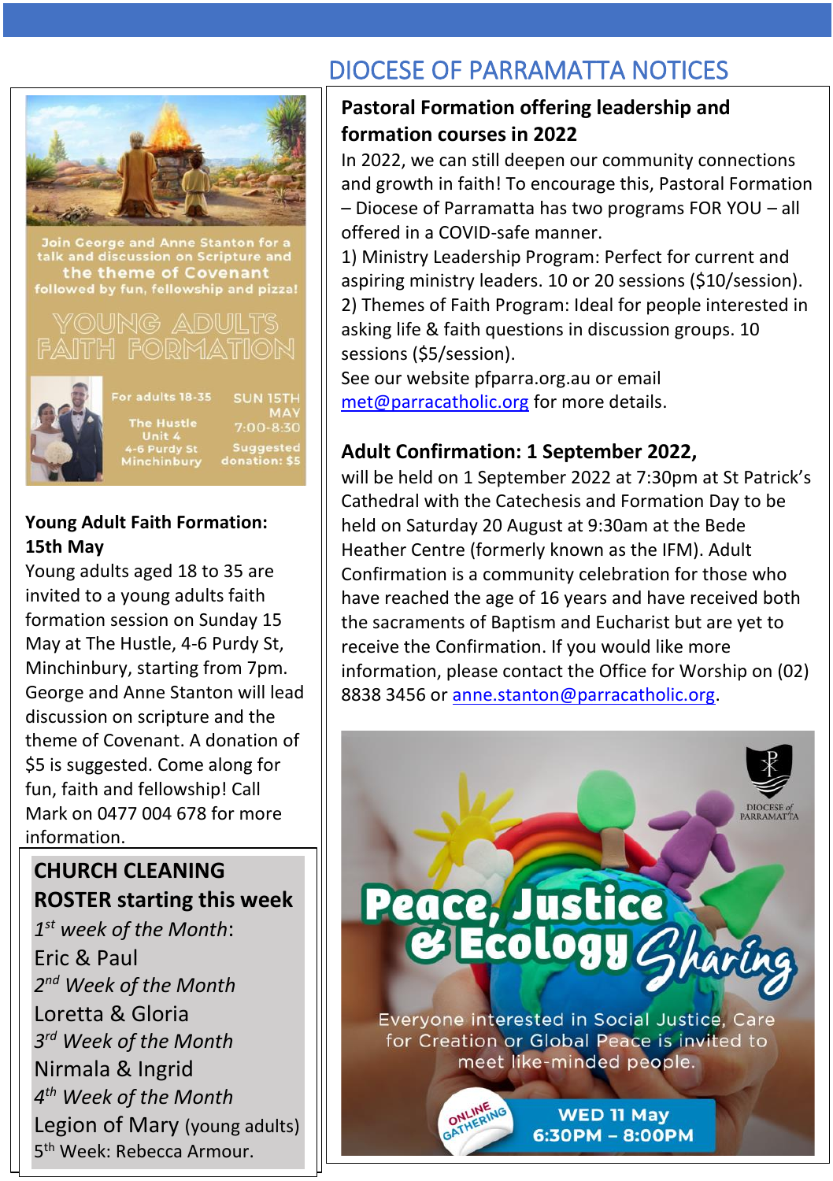# DIOCESE OF PARRAMATTA NOTICES

Join George and Anne Stanton for a talk and discussion on Scripture and the theme of Covenant followed by fun, fellowship and pizza!

YOUNG ADULTS FAITH FORMATION

For adults 18-35

The Hustle
Unit 4
4-6 Purdy St
Minchinbury

SUN 15TH MAY
7:00-8:30

Suggested donation: $5

**Young Adult Faith Formation: 15th May**

Young adults aged 18 to 35 are invited to a young adults faith formation session on Sunday 15 May at The Hustle, 4-6 Purdy St, Minchinbury, starting from 7pm. George and Anne Stanton will lead discussion on scripture and the theme of Covenant. A donation of $5 is suggested. Come along for fun, faith and fellowship! Call Mark on 0477 004 678 for more information.

**CHURCH CLEANING ROSTER starting this week**

*1st week of the Month*:
Eric & Paul

*2nd Week of the Month*
Loretta & Gloria

*3rd Week of the Month*
Nirmala & Ingrid

*4th Week of the Month*
Legion of Mary (young adults)

5th Week: Rebecca Armour.

**Pastoral Formation offering leadership and formation courses in 2022**

In 2022, we can still deepen our community connections and growth in faith! To encourage this, Pastoral Formation – Diocese of Parramatta has two programs FOR YOU – all offered in a COVID-safe manner.

1) Ministry Leadership Program: Perfect for current and aspiring ministry leaders. 10 or 20 sessions ($10/session).

2) Themes of Faith Program: Ideal for people interested in asking life & faith questions in discussion groups. 10 sessions ($5/session).

See our website pfparra.org.au or email met@parracatholic.org for more details.

**Adult Confirmation: 1 September 2022,**

will be held on 1 September 2022 at 7:30pm at St Patrick's Cathedral with the Catechesis and Formation Day to be held on Saturday 20 August at 9:30am at the Bede Heather Centre (formerly known as the IFM). Adult Confirmation is a community celebration for those who have reached the age of 16 years and have received both the sacraments of Baptism and Eucharist but are yet to receive the Confirmation. If you would like more information, please contact the Office for Worship on (02) 8838 3456 or anne.stanton@parracatholic.org.

DIOCESE of PARRAMATTA

Peace, Justice & Ecology Sharing

Everyone interested in Social Justice, Care for Creation or Global Peace is invited to meet like-minded people.

ONLINE GATHERING

WED 11 May
6:30PM – 8:00PM